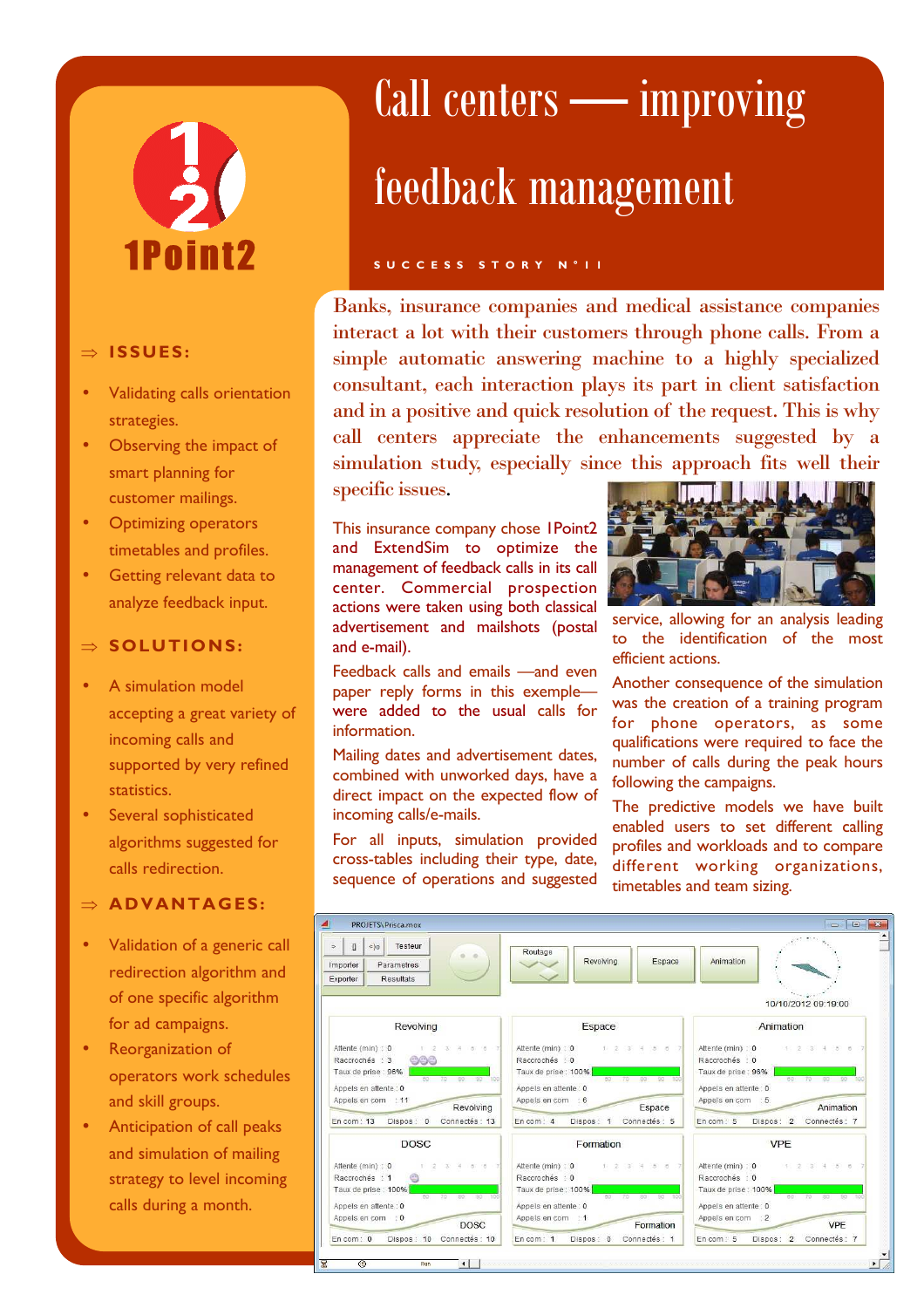1Point2

# Call centers — improving feedback management

SUCCESS STORY N°11

## ⇒ ISSUES:

- Validating calls orientation strategies.
- Observing the impact of smart planning for customer mailings.
- Optimizing operators timetables and profiles.
- Getting relevant data to analyze feedback input.

## ⇒ SOLUTIONS:

- A simulation model accepting a great variety of incoming calls and supported by very refined statistics.
- Several sophisticated algorithms suggested for calls redirection.

## ⇒ ADVANTAGES:

- Validation of a generic call redirection algorithm and of one specific algorithm for ad campaigns.
- Reorganization of operators work schedules and skill groups.
- Anticipation of call peaks and simulation of mailing strategy to level incoming calls during a month.

Banks, insurance companies and medical assistance companies interact a lot with their customers through phone calls. From a simple automatic answering machine to a highly specialized consultant, each interaction plays its part in client satisfaction and in a positive and quick resolution of the request. This is why call centers appreciate the enhancements suggested by a simulation study, especially since this approach fits well their specific issues.

This insurance company chose 1Point2 and ExtendSim to optimize the management of feedback calls in its call center. Commercial prospection actions were taken using both classical advertisement and mailshots (postal and e-mail).

Feedback calls and emails —and even paper reply forms in this exemple— were added to the usual calls for information.

Mailing dates and advertisement dates, combined with unworked days, have a direct impact on the expected flow of incoming calls/e-mails.

For all inputs, simulation provided cross-tables including their type, date, sequence of operations and suggested service, allowing for an analysis leading to the identification of the most efficient actions.

Another consequence of the simulation was the creation of a training program for phone operators, as some qualifications were required to face the number of calls during the peak hours following the campaigns.

The predictive models we have built enabled users to set different calling profiles and workloads and to compare different working organizations, timetables and team sizing.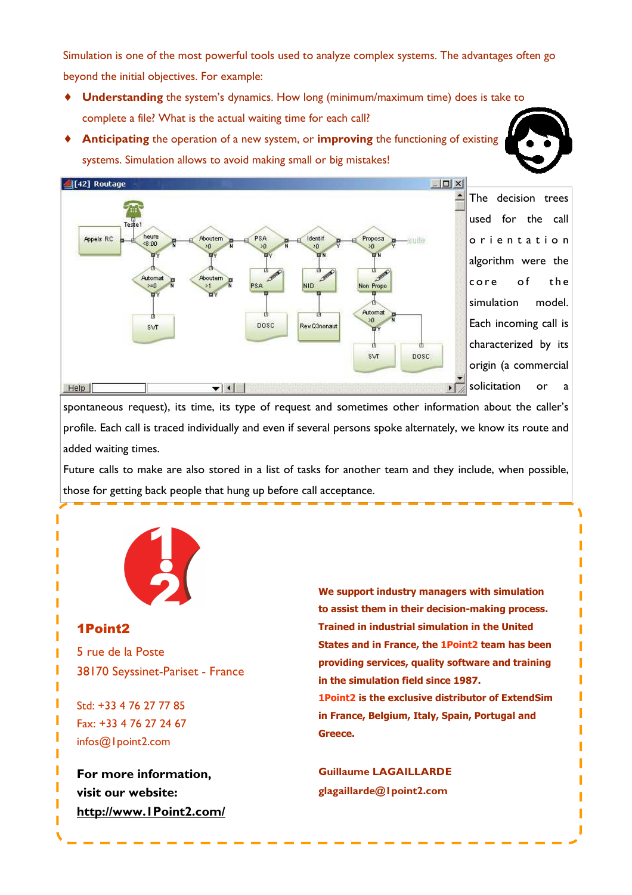Simulation is one of the most powerful tools used to analyze complex systems. The advantages often go beyond the initial objectives. For example:

- **Understanding** the system's dynamics. How long (minimum/maximum time) does is take to complete a file? What is the actual waiting time for each call?
- **Anticipating** the operation of a new system, or **improving** the functioning of existing systems. Simulation allows to avoid making small or big mistakes!

The decision trees used for the call orientation algorithm were the core of the simulation model. Each incoming call is characterized by its origin (a commercial solicitation or a spontaneous request), its time, its type of request and sometimes other information about the caller's profile. Each call is traced individually and even if several persons spoke alternately, we know its route and added waiting times.

Future calls to make are also stored in a list of tasks for another team and they include, when possible, those for getting back people that hung up before call acceptance.

**1Point2**

5 rue de la Poste

38170 Seyssinet-Pariset - France

Std: +33 4 76 27 77 85

Fax: +33 4 76 27 24 67

infos@1point2.com

**For more information, visit our website:**

**http://www.1Point2.com/**

**We support industry managers with simulation to assist them in their decision-making process. Trained in industrial simulation in the United States and in France, the 1Point2 team has been providing services, quality software and training in the simulation field since 1987.**

**1Point2 is the exclusive distributor of ExtendSim in France, Belgium, Italy, Spain, Portugal and Greece.**

**Guillaume LAGAILLARDE**

**glagaillarde@1point2.com**